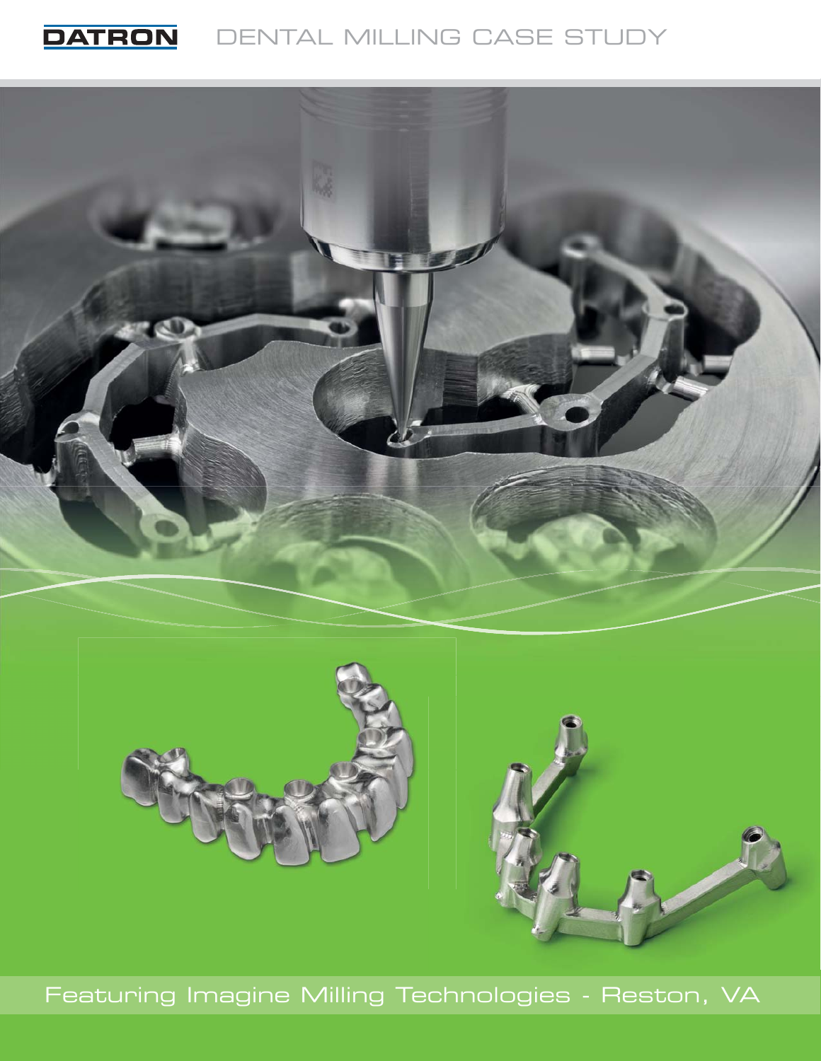**DATRON** DENTAL MILLING CASE STUDY

Featuring Imagine Milling Technologies - Reston, VA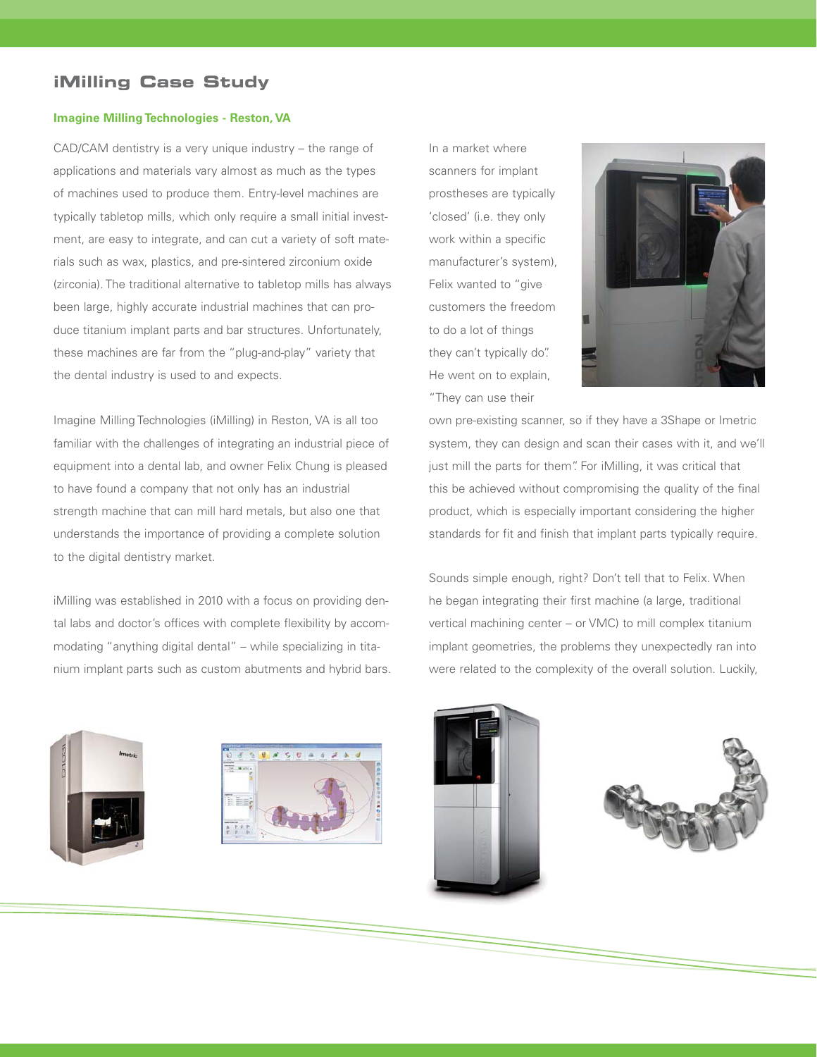## iMilling Case Study

### Imagine Milling Technologies - Reston, VA

CAD/CAM dentistry is a very unique industry – the range of applications and materials vary almost as much as the types of machines used to produce them. Entry-level machines are typically tabletop mills, which only require a small initial investment, are easy to integrate, and can cut a variety of soft materials such as wax, plastics, and pre-sintered zirconium oxide (zirconia). The traditional alternative to tabletop mills has always been large, highly accurate industrial machines that can produce titanium implant parts and bar structures. Unfortunately, these machines are far from the "plug-and-play" variety that the dental industry is used to and expects.

Imagine Milling Technologies (iMilling) in Reston, VA is all too familiar with the challenges of integrating an industrial piece of equipment into a dental lab, and owner Felix Chung is pleased to have found a company that not only has an industrial strength machine that can mill hard metals, but also one that understands the importance of providing a complete solution to the digital dentistry market.

iMilling was established in 2010 with a focus on providing dental labs and doctor's offices with complete flexibility by accommodating "anything digital dental" – while specializing in titanium implant parts such as custom abutments and hybrid bars.

In a market where scanners for implant prostheses are typically 'closed' (i.e. they only work within a specific manufacturer's system), Felix wanted to "give customers the freedom to do a lot of things they can't typically do". He went on to explain, "They can use their own pre-existing scanner, so if they have a 3Shape or Imetric system, they can design and scan their cases with it, and we'll just mill the parts for them". For iMilling, it was critical that this be achieved without compromising the quality of the final product, which is especially important considering the higher standards for fit and finish that implant parts typically require.

Sounds simple enough, right? Don't tell that to Felix. When he began integrating their first machine (a large, traditional vertical machining center – or VMC) to mill complex titanium implant geometries, the problems they unexpectedly ran into were related to the complexity of the overall solution. Luckily,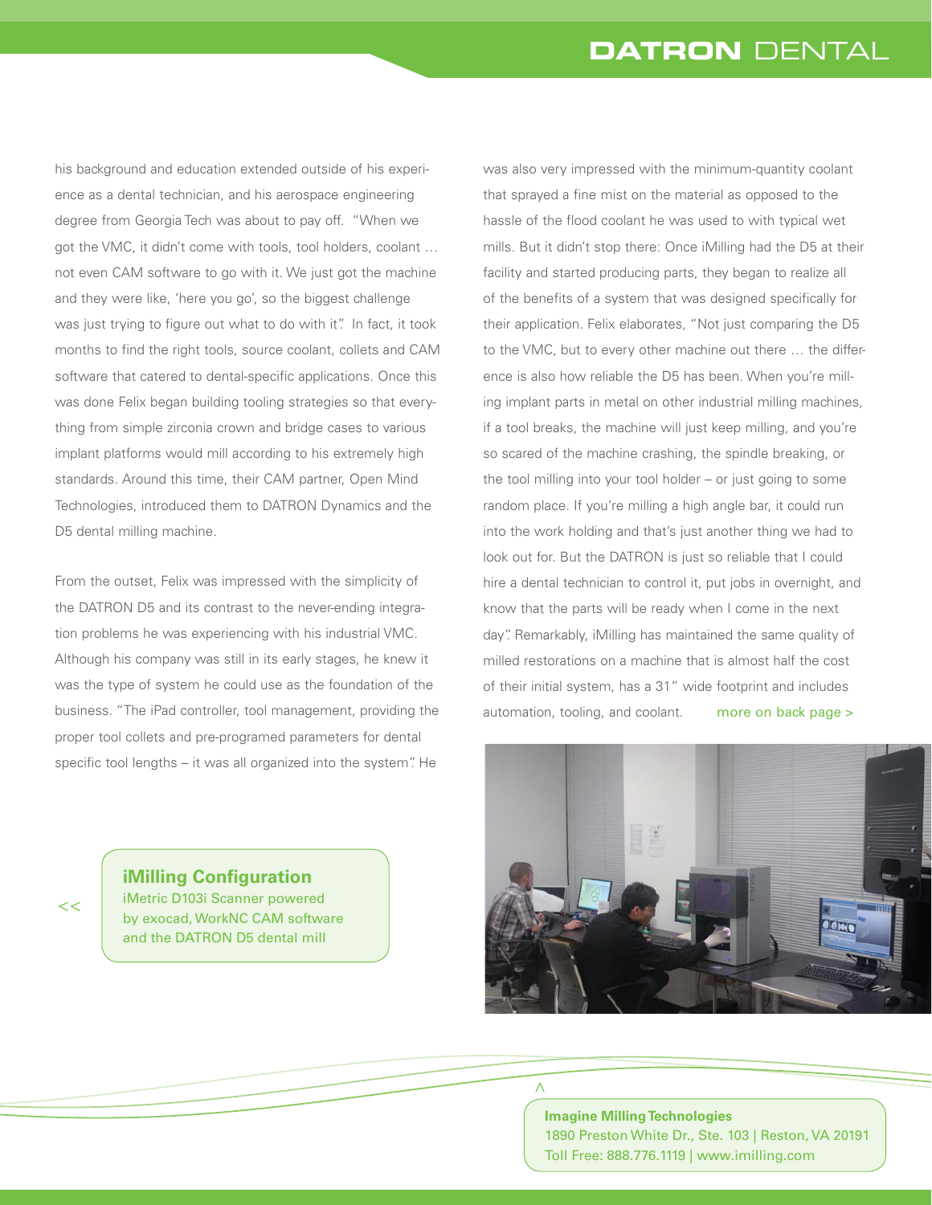his background and education extended outside of his experience as a dental technician, and his aerospace engineering degree from Georgia Tech was about to pay off. "When we got the VMC, it didn't come with tools, tool holders, coolant … not even CAM software to go with it. We just got the machine and they were like, 'here you go', so the biggest challenge was just trying to figure out what to do with it". In fact, it took months to find the right tools, source coolant, collets and CAM software that catered to dental-specific applications. Once this was done Felix began building tooling strategies so that everything from simple zirconia crown and bridge cases to various implant platforms would mill according to his extremely high standards. Around this time, their CAM partner, Open Mind Technologies, introduced them to DATRON Dynamics and the D5 dental milling machine.

From the outset, Felix was impressed with the simplicity of the DATRON D5 and its contrast to the never-ending integration problems he was experiencing with his industrial VMC. Although his company was still in its early stages, he knew it was the type of system he could use as the foundation of the business. "The iPad controller, tool management, providing the proper tool collets and pre-programed parameters for dental specific tool lengths – it was all organized into the system". He was also very impressed with the minimum-quantity coolant that sprayed a fine mist on the material as opposed to the hassle of the flood coolant he was used to with typical wet mills. But it didn't stop there: Once iMilling had the D5 at their facility and started producing parts, they began to realize all of the benefits of a system that was designed specifically for their application. Felix elaborates, "Not just comparing the D5 to the VMC, but to every other machine out there … the difference is also how reliable the D5 has been. When you're milling implant parts in metal on other industrial milling machines, if a tool breaks, the machine will just keep milling, and you're so scared of the machine crashing, the spindle breaking, or the tool milling into your tool holder – or just going to some random place. If you're milling a high angle bar, it could run into the work holding and that's just another thing we had to look out for. But the DATRON is just so reliable that I could hire a dental technician to control it, put jobs in overnight, and know that the parts will be ready when I come in the next day". Remarkably, iMilling has maintained the same quality of milled restorations on a machine that is almost half the cost of their initial system, has a 31" wide footprint and includes automation, tooling, and coolant. more on back page >

<<

**iMilling Configuration**
iMetric D103i Scanner powered by exocad, WorkNC CAM software and the DATRON D5 dental mill

**Imagine Milling Technologies**
1890 Preston White Dr., Ste. 103 | Reston, VA 20191
Toll Free: 888.776.1119 | www.imilling.com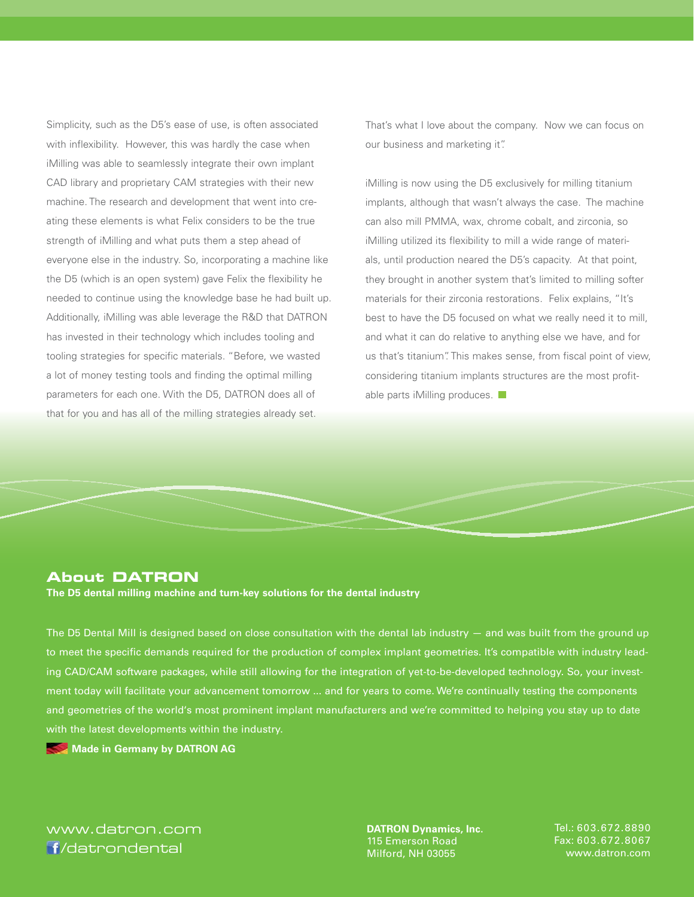Simplicity, such as the D5's ease of use, is often associated with inflexibility. However, this was hardly the case when iMilling was able to seamlessly integrate their own implant CAD library and proprietary CAM strategies with their new machine. The research and development that went into creating these elements is what Felix considers to be the true strength of iMilling and what puts them a step ahead of everyone else in the industry. So, incorporating a machine like the D5 (which is an open system) gave Felix the flexibility he needed to continue using the knowledge base he had built up. Additionally, iMilling was able leverage the R&D that DATRON has invested in their technology which includes tooling and tooling strategies for specific materials. "Before, we wasted a lot of money testing tools and finding the optimal milling parameters for each one. With the D5, DATRON does all of that for you and has all of the milling strategies already set. That's what I love about the company. Now we can focus on our business and marketing it".

iMilling is now using the D5 exclusively for milling titanium implants, although that wasn't always the case. The machine can also mill PMMA, wax, chrome cobalt, and zirconia, so iMilling utilized its flexibility to mill a wide range of materials, until production neared the D5's capacity. At that point, they brought in another system that's limited to milling softer materials for their zirconia restorations. Felix explains, "It's best to have the D5 focused on what we really need it to mill, and what it can do relative to anything else we have, and for us that's titanium". This makes sense, from fiscal point of view, considering titanium implants structures are the most profitable parts iMilling produces.

## About DATRON

**The D5 dental milling machine and turn-key solutions for the dental industry**

The D5 Dental Mill is designed based on close consultation with the dental lab industry — and was built from the ground up to meet the specific demands required for the production of complex implant geometries. It's compatible with industry leading CAD/CAM software packages, while still allowing for the integration of yet-to-be-developed technology. So, your investment today will facilitate your advancement tomorrow ... and for years to come. We're continually testing the components and geometries of the world's most prominent implant manufacturers and we're committed to helping you stay up to date with the latest developments within the industry.

**Made in Germany by DATRON AG**

www.datron.com
/datrondental

**DATRON Dynamics, Inc.**
115 Emerson Road
Milford, NH 03055

Tel.: 603.672.8890
Fax: 603.672.8067
www.datron.com